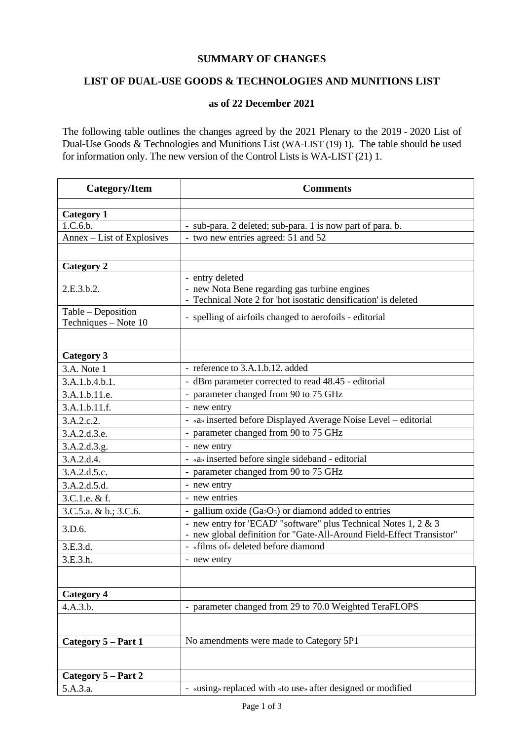**SUMMARY OF CHANGES**

**LIST OF DUAL-USE GOODS & TECHNOLOGIES AND MUNITIONS LIST**

**as of 22 December 2021**

The following table outlines the changes agreed by the 2021 Plenary to the 2019 - 2020 List of Dual-Use Goods & Technologies and Munitions List (WA-LIST (19) 1). The table should be used for information only. The new version of the Control Lists is WA-LIST (21) 1.

| Category/Item | Comments |
|---|---|
| | |
| **Category 1** | |
| 1.C.6.b. | - sub-para. 2 deleted; sub-para. 1 is now part of para. b. |
| Annex – List of Explosives | - two new entries agreed: 51 and 52 |
| | |
| **Category 2** | |
| 2.E.3.b.2. | - entry deleted<br>- new Nota Bene regarding gas turbine engines<br>- Technical Note 2 for 'hot isostatic densification' is deleted |
| Table – Deposition Techniques – Note 10 | - spelling of airfoils changed to aerofoils - editorial |
| | |
| **Category 3** | |
| 3.A. Note 1 | - reference to 3.A.1.b.12. added |
| 3.A.1.b.4.b.1. | - dBm parameter corrected to read 48.45 - editorial |
| 3.A.1.b.11.e. | - parameter changed from 90 to 75 GHz |
| 3.A.1.b.11.f. | - new entry |
| 3.A.2.c.2. | - «a» inserted before Displayed Average Noise Level – editorial |
| 3.A.2.d.3.e. | - parameter changed from 90 to 75 GHz |
| 3.A.2.d.3.g. | - new entry |
| 3.A.2.d.4. | - «a» inserted before single sideband - editorial |
| 3.A.2.d.5.c. | - parameter changed from 90 to 75 GHz |
| 3.A.2.d.5.d. | - new entry |
| 3.C.1.e. & f. | - new entries |
| 3.C.5.a. & b.; 3.C.6. | - gallium oxide ($Ga_2O_3$) or diamond added to entries |
| 3.D.6. | - new entry for 'ECAD' "software" plus Technical Notes 1, 2 & 3<br>- new global definition for "Gate-All-Around Field-Effect Transistor" |
| 3.E.3.d. | - «films of» deleted before diamond |
| 3.E.3.h. | - new entry |
| | |
| **Category 4** | |
| 4.A.3.b. | - parameter changed from 29 to 70.0 Weighted TeraFLOPS |
| | |
| **Category 5 – Part 1** | No amendments were made to Category 5P1 |
| | |
| **Category 5 – Part 2** | |
| 5.A.3.a. | - «using» replaced with «to use» after designed or modified |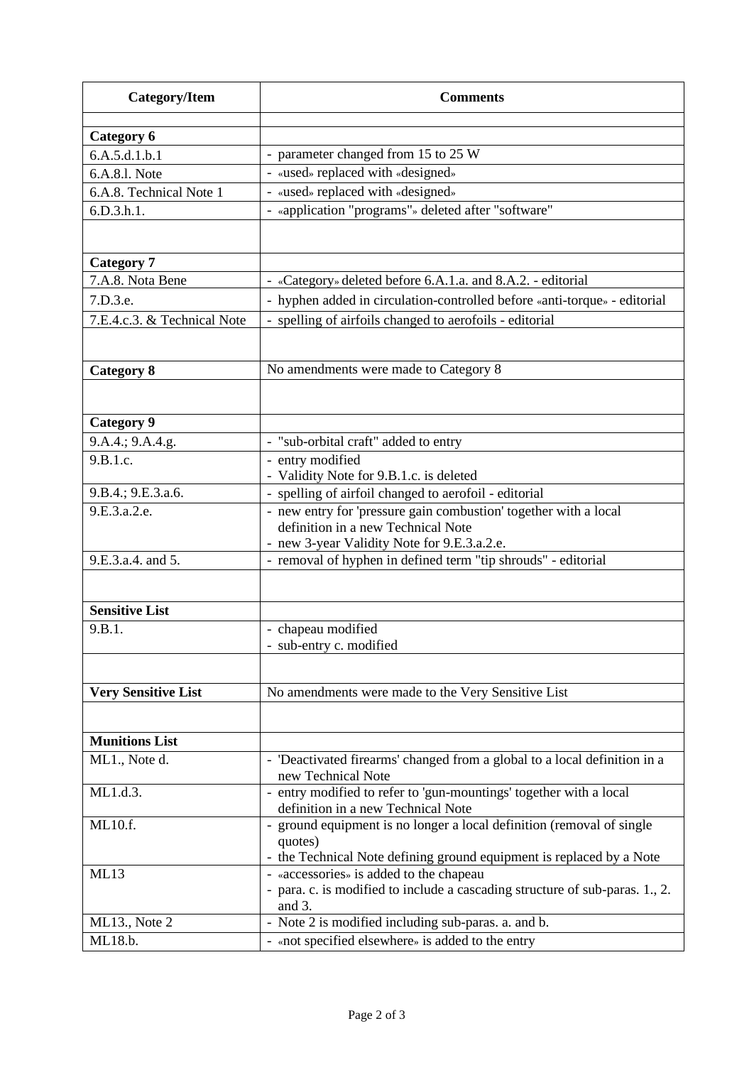| Category/Item | Comments |
|---|---|
| | |
| **Category 6** | |
| 6.A.5.d.1.b.1 | - parameter changed from 15 to 25 W |
| 6.A.8.l. Note | - «used» replaced with «designed» |
| 6.A.8. Technical Note 1 | - «used» replaced with «designed» |
| 6.D.3.h.1. | - «application "programs"» deleted after "software" |
| | |
| **Category 7** | |
| 7.A.8. Nota Bene | - «Category» deleted before 6.A.1.a. and 8.A.2. - editorial |
| 7.D.3.e. | - hyphen added in circulation-controlled before «anti-torque» - editorial |
| 7.E.4.c.3. & Technical Note | - spelling of airfoils changed to aerofoils - editorial |
| | |
| **Category 8** | No amendments were made to Category 8 |
| | |
| **Category 9** | |
| 9.A.4.; 9.A.4.g. | - "sub-orbital craft" added to entry |
| 9.B.1.c. | - entry modified<br>- Validity Note for 9.B.1.c. is deleted |
| 9.B.4.; 9.E.3.a.6. | - spelling of airfoil changed to aerofoil - editorial |
| 9.E.3.a.2.e. | - new entry for 'pressure gain combustion' together with a local definition in a new Technical Note<br>- new 3-year Validity Note for 9.E.3.a.2.e. |
| 9.E.3.a.4. and 5. | - removal of hyphen in defined term "tip shrouds" - editorial |
| | |
| **Sensitive List** | |
| 9.B.1. | - chapeau modified<br>- sub-entry c. modified |
| | |
| **Very Sensitive List** | No amendments were made to the Very Sensitive List |
| | |
| **Munitions List** | |
| ML1., Note d. | - 'Deactivated firearms' changed from a global to a local definition in a new Technical Note |
| ML1.d.3. | - entry modified to refer to 'gun-mountings' together with a local definition in a new Technical Note |
| ML10.f. | - ground equipment is no longer a local definition (removal of single quotes)<br>- the Technical Note defining ground equipment is replaced by a Note |
| ML13 | - «accessories» is added to the chapeau<br>- para. c. is modified to include a cascading structure of sub-paras. 1., 2. and 3. |
| ML13., Note 2 | - Note 2 is modified including sub-paras. a. and b. |
| ML18.b. | - «not specified elsewhere» is added to the entry |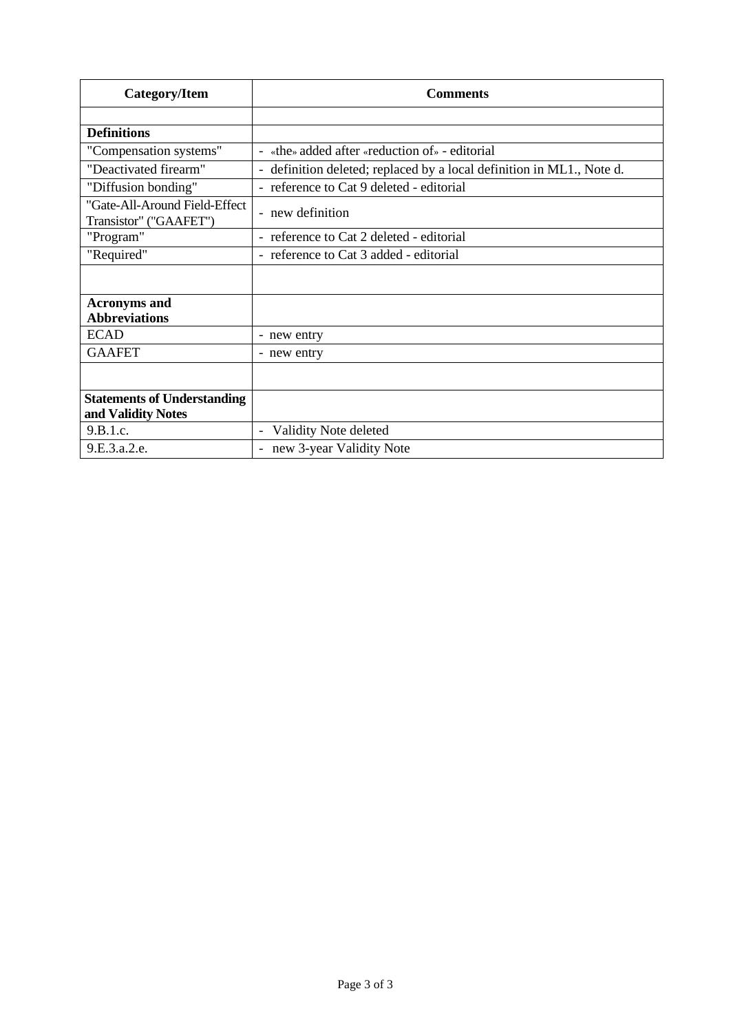| Category/Item | Comments |
|---|---|
| | |
| **Definitions** | |
| "Compensation systems" | - «the» added after «reduction of» - editorial |
| "Deactivated firearm" | - definition deleted; replaced by a local definition in ML1., Note d. |
| "Diffusion bonding" | - reference to Cat 9 deleted - editorial |
| "Gate-All-Around Field-Effect Transistor" ("GAAFET") | - new definition |
| "Program" | - reference to Cat 2 deleted - editorial |
| "Required" | - reference to Cat 3 added - editorial |
| | |
| **Acronyms and Abbreviations** | |
| ECAD | - new entry |
| GAAFET | - new entry |
| | |
| **Statements of Understanding and Validity Notes** | |
| 9.B.1.c. | - Validity Note deleted |
| 9.E.3.a.2.e. | - new 3-year Validity Note |